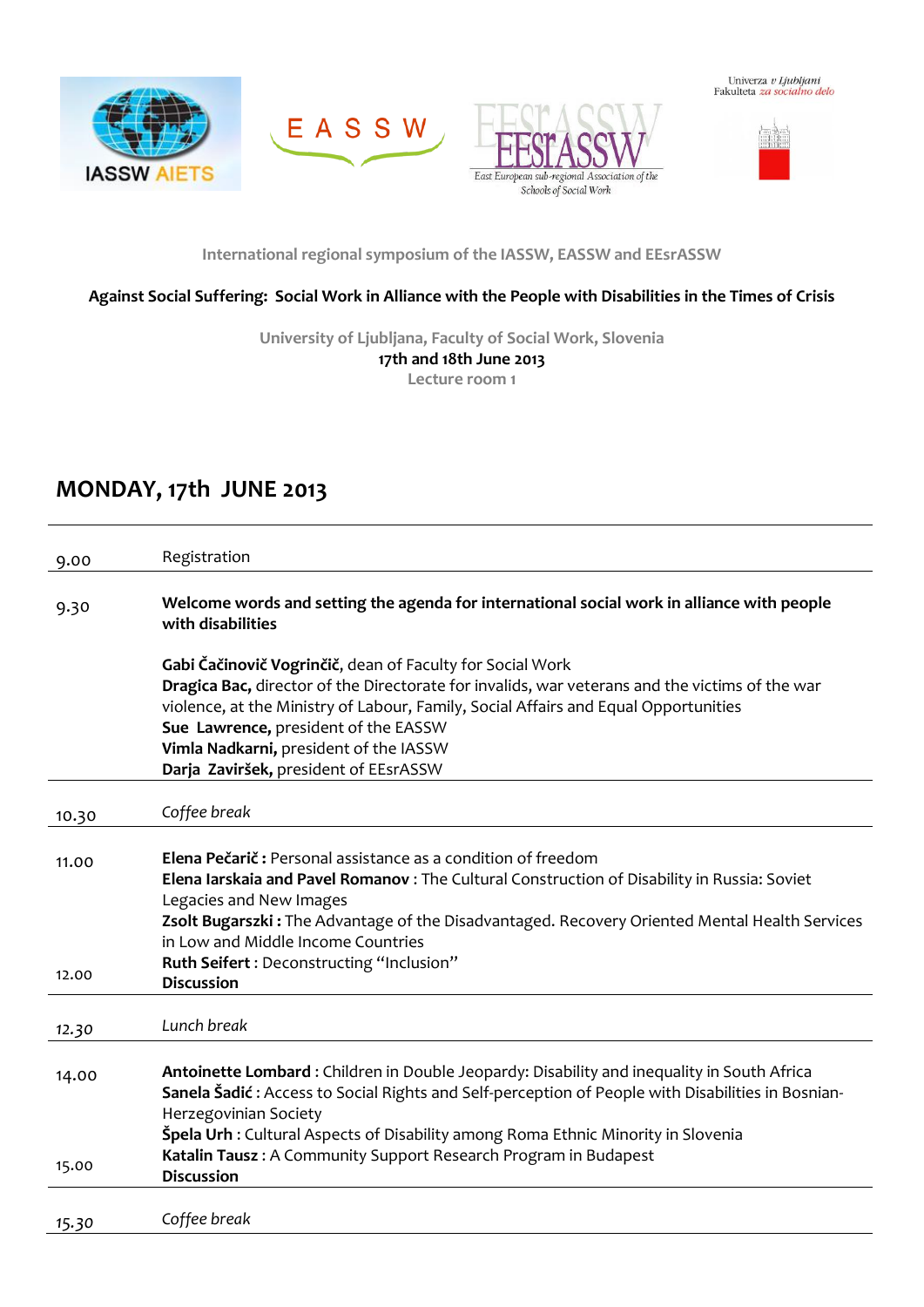International regional symposium of the IASSW, EASSW and EEsrASSW

**Against Social Suffering: Social Work in Alliance with the People with Disabilities in the Times of Crisis**

University of Ljubljana, Faculty of Social Work, Slovenia
**17th and 18th June 2013**
Lecture room 1

# MONDAY, 17th JUNE 2013

| | |
|---|---|
| 9.00 | Registration |
| 9.30 | **Welcome words and setting the agenda for international social work in alliance with people with disabilities**<br><br>**Gabi Čačinovič Vogrinčič**, dean of Faculty for Social Work<br>**Dragica Bac,** director of the Directorate for invalids, war veterans and the victims of the war violence, at the Ministry of Labour, Family, Social Affairs and Equal Opportunities<br>**Sue Lawrence,** president of the EASSW<br>**Vimla Nadkarni,** president of the IASSW<br>**Darja Zaviršek,** president of EEsrASSW |
| 10.30 | *Coffee break* |
| 11.00<br><br><br><br><br>12.00 | **Elena Pečarič :** Personal assistance as a condition of freedom<br>**Elena Iarskaia and Pavel Romanov** : The Cultural Construction of Disability in Russia: Soviet Legacies and New Images<br>**Zsolt Bugarszki :** The Advantage of the Disadvantaged. Recovery Oriented Mental Health Services in Low and Middle Income Countries<br>**Ruth Seifert** : Deconstructing "Inclusion"<br>**Discussion** |
| 12.30 | *Lunch break* |
| 14.00<br><br><br><br>15.00 | **Antoinette Lombard** : Children in Double Jeopardy: Disability and inequality in South Africa<br>**Sanela Šadić** : Access to Social Rights and Self-perception of People with Disabilities in Bosnian-Herzegovinian Society<br>**Špela Urh** : Cultural Aspects of Disability among Roma Ethnic Minority in Slovenia<br>**Katalin Tausz** : A Community Support Research Program in Budapest<br>**Discussion** |
| 15.30 | *Coffee break* |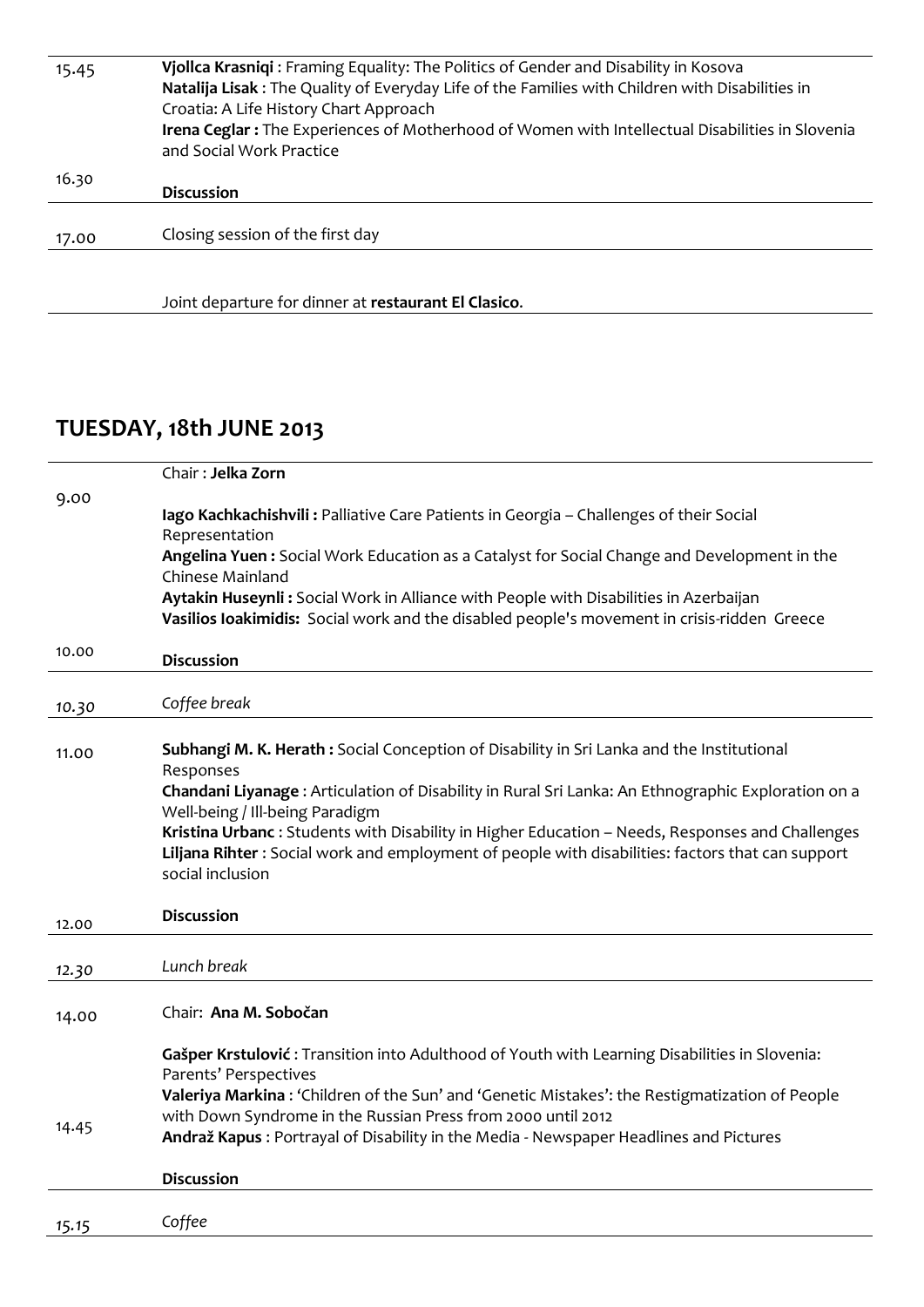| | |
|---|---|
| 15.45 | **Vjollca Krasniqi** : Framing Equality: The Politics of Gender and Disability in Kosova<br>**Natalija Lisak** : The Quality of Everyday Life of the Families with Children with Disabilities in Croatia: A Life History Chart Approach<br>**Irena Ceglar :** The Experiences of Motherhood of Women with Intellectual Disabilities in Slovenia and Social Work Practice |
| 16.30 | **Discussion** |
| 17.00 | Closing session of the first day |
| | Joint departure for dinner at **restaurant El Clasico**. |

## TUESDAY, 18th JUNE 2013

| | |
|---|---|
| 9.00 | Chair : **Jelka Zorn**<br>**Iago Kachkachishvili :** Palliative Care Patients in Georgia – Challenges of their Social Representation<br>**Angelina Yuen :** Social Work Education as a Catalyst for Social Change and Development in the Chinese Mainland<br>**Aytakin Huseynli :** Social Work in Alliance with People with Disabilities in Azerbaijan<br>**Vasilios Ioakimidis:** Social work and the disabled people's movement in crisis-ridden Greece |
| 10.00 | **Discussion** |
| *10.30* | *Coffee break* |
| 11.00 | **Subhangi M. K. Herath :** Social Conception of Disability in Sri Lanka and the Institutional Responses<br>**Chandani Liyanage** : Articulation of Disability in Rural Sri Lanka: An Ethnographic Exploration on a Well-being / Ill-being Paradigm<br>**Kristina Urbanc** : Students with Disability in Higher Education – Needs, Responses and Challenges<br>**Liljana Rihter** : Social work and employment of people with disabilities: factors that can support social inclusion |
| 12.00 | **Discussion** |
| *12.30* | *Lunch break* |
| 14.00 | Chair: **Ana M. Sobočan** |
| 14.45 | **Gašper Krstulović** : Transition into Adulthood of Youth with Learning Disabilities in Slovenia: Parents' Perspectives<br>**Valeriya Markina** : 'Children of the Sun' and 'Genetic Mistakes': the Restigmatization of People with Down Syndrome in the Russian Press from 2000 until 2012<br>**Andraž Kapus** : Portrayal of Disability in the Media - Newspaper Headlines and Pictures<br>**Discussion** |
| *15.15* | *Coffee* |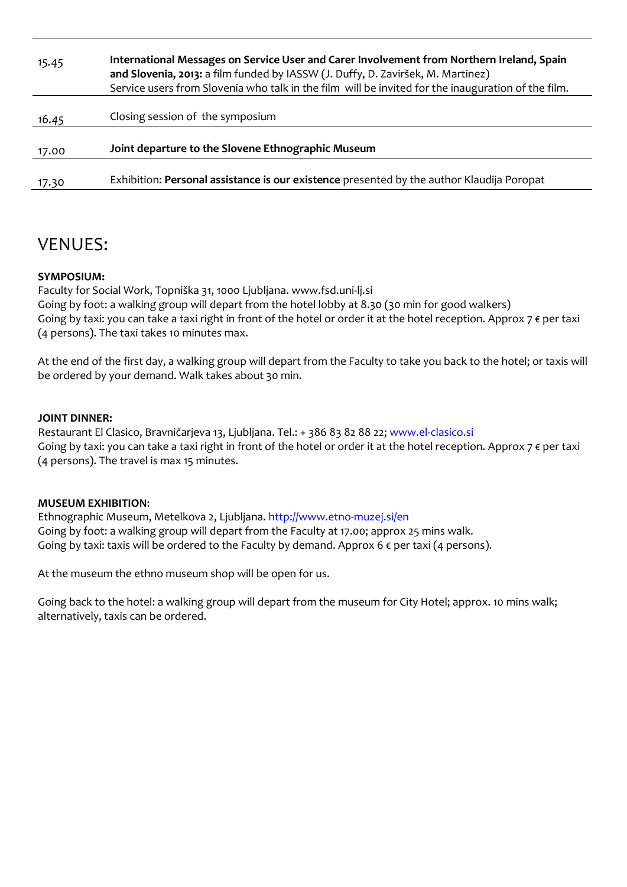| | |
|---|---|
| 15.45 | **International Messages on Service User and Carer Involvement from Northern Ireland, Spain and Slovenia, 2013:** a film funded by IASSW (J. Duffy, D. Zaviršek, M. Martinez)<br>Service users from Slovenia who talk in the film will be invited for the inauguration of the film. |
| 16.45 | Closing session of the symposium |
| 17.00 | **Joint departure to the Slovene Ethnographic Museum** |
| 17.30 | Exhibition: **Personal assistance is our existence** presented by the author Klaudija Poropat |

# VENUES:

**SYMPOSIUM:**
Faculty for Social Work, Topniška 31, 1000 Ljubljana. www.fsd.uni-lj.si
Going by foot: a walking group will depart from the hotel lobby at 8.30 (30 min for good walkers)
Going by taxi: you can take a taxi right in front of the hotel or order it at the hotel reception. Approx 7 € per taxi (4 persons). The taxi takes 10 minutes max.

At the end of the first day, a walking group will depart from the Faculty to take you back to the hotel; or taxis will be ordered by your demand. Walk takes about 30 min.

**JOINT DINNER:**
Restaurant El Clasico, Bravničarjeva 13, Ljubljana. Tel.: + 386 83 82 88 22; www.el-clasico.si
Going by taxi: you can take a taxi right in front of the hotel or order it at the hotel reception. Approx 7 € per taxi (4 persons). The travel is max 15 minutes.

**MUSEUM EXHIBITION**:
Ethnographic Museum, Metelkova 2, Ljubljana. http://www.etno-muzej.si/en
Going by foot: a walking group will depart from the Faculty at 17.00; approx 25 mins walk.
Going by taxi: taxis will be ordered to the Faculty by demand. Approx 6 € per taxi (4 persons).

At the museum the ethno museum shop will be open for us.

Going back to the hotel: a walking group will depart from the museum for City Hotel; approx. 10 mins walk; alternatively, taxis can be ordered.